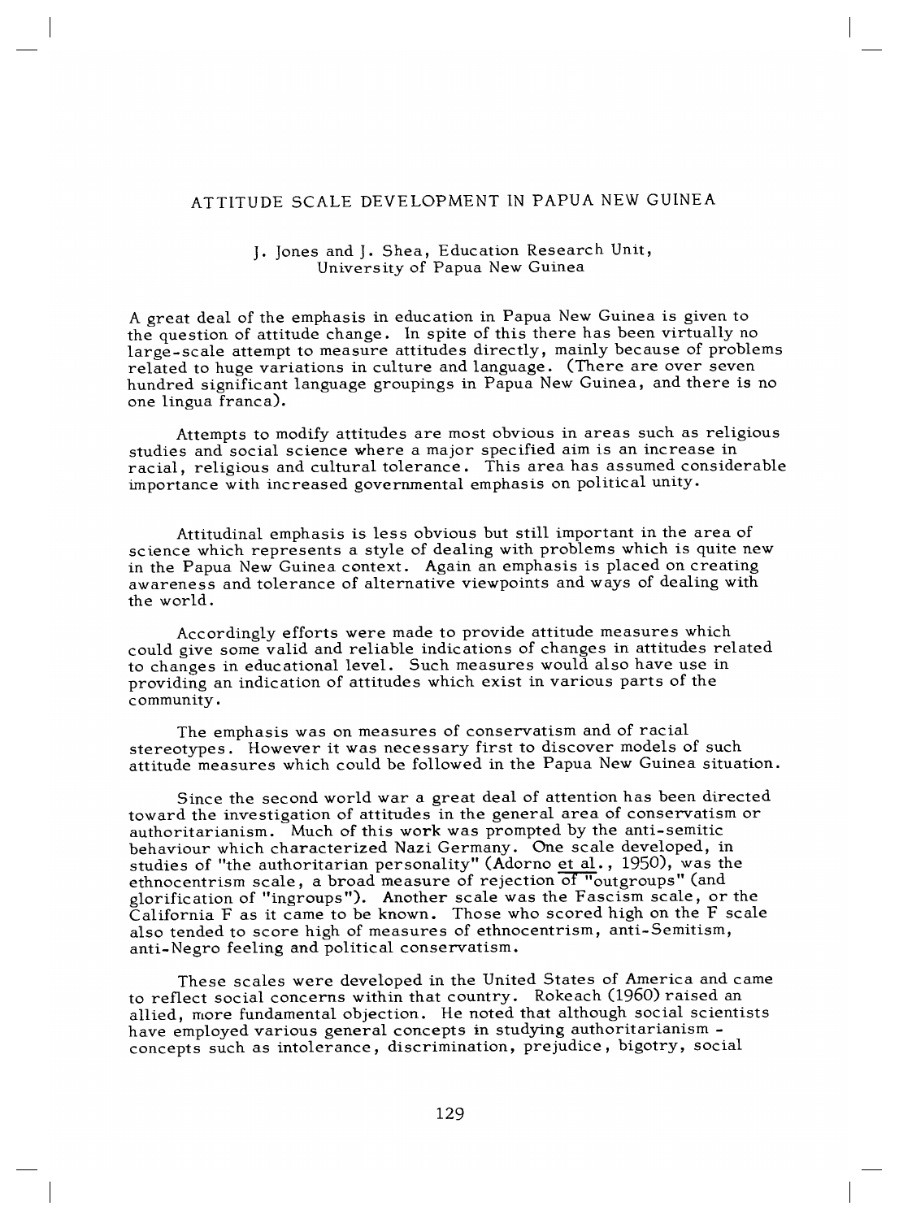# ATTITUDE SCALE DEVELOPMENT IN PAPUA NEW GUINEA

J. Jones and J. Shea, Education Research Unit, University of Papua New Guinea

A great deal of the emphasis in education in Papua New Guinea is given to the question of attitude change. In spite of this there has been virtually no large-scale attempt to measure attitudes directly, mainly because of problems related to huge variations in culture and language. (There are over seven hundred significant language groupings in Papua New Guinea, and there is no one lingua franca).

Attempts to modify attitudes are most obvious in areas such as religious studies and social science where a major specified aim is an increase in racial, religious and cultural tolerance. This area has assumed considerable importance with increased governmental emphasis on political unity.

Attitudinal emphasis is less obvious but still important in the area of science which represents a style of dealing with problems which is quite new in the Papua New Guinea context. Again an emphasis is placed on creating awareness and tolerance of alternative viewpoints and ways of dealing with the world.

Accordingly efforts were made to provide attitude measures which could give some valid and reliable indications of changes in attitudes related to changes in educational level. Such measures would also have use in providing an indication of attitudes which exist in various parts of the community.

The emphasis was on measures of conservatism and of racial stereotypes. However it was necessary first to discover models of such attitude measures which could be followed in the Papua New Guinea situation.

Since the second world war a great deal of attention has been directed toward the investigation of attitudes in the general area of conservatism or authoritarianism. Much of this work was prompted by the anti-semitic behaviour which characterized Nazi Germany. One scale developed, in studies of "the authoritarian personality" (Adorno et al., 1950), was the ethnocentrism scale, a broad measure of rejection of "outgroups" (and glorification of "ingroups"). Another scale was the Fascism scale, or the California F as it came to be known. Those who scored high on the F scale also tended to score high of measures of ethnocentrism, anti-Semitism, anti-Negro feeling and political conservatism.

These scales were developed in the United States of America and came to reflect social concerns within that country. Rokeach (1960) raised an allied, more fundamental objection. He noted that although social scientists have employed various general concepts in studying authoritarianism - concepts such as intolerance, discrimination, prejudice, bigotry, social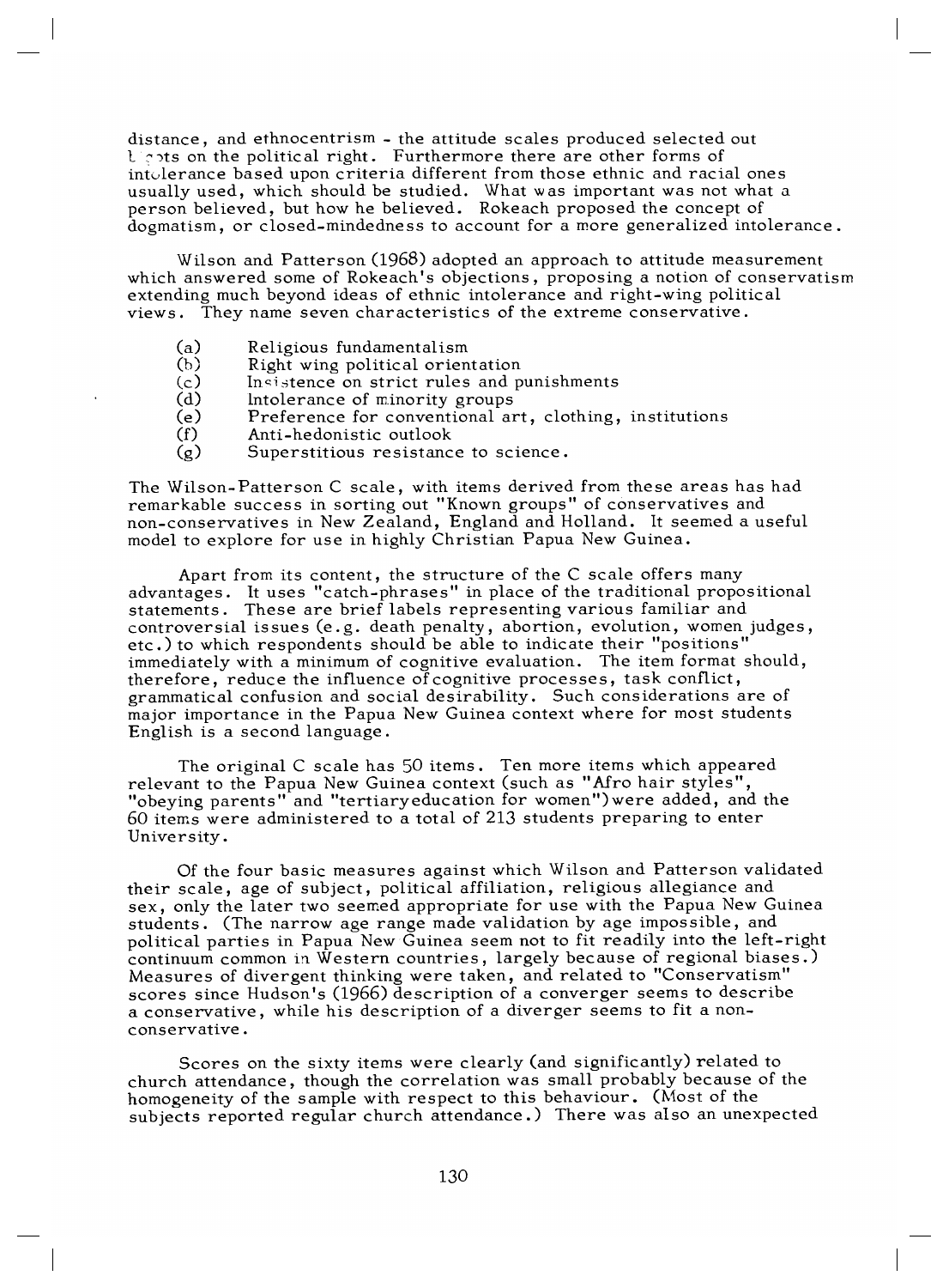distance, and ethnocentrism - the attitude scales produced selected out bigots on the political right. Furthermore there are other forms of intolerance based upon criteria different from those ethnic and racial ones usually used, which should be studied. What was important was not what a person believed, but how he believed. Rokeach proposed the concept of dogmatism, or closed-mindedness to account for a more generalized intolerance.

Wilson and Patterson (1968) adopted an approach to attitude measurement which answered some of Rokeach's objections, proposing a notion of conservatism extending much beyond ideas of ethnic intolerance and right-wing political views. They name seven characteristics of the extreme conservative.

(a) Religious fundamentalism
(b) Right wing political orientation
(c) Insistence on strict rules and punishments
(d) Intolerance of minority groups
(e) Preference for conventional art, clothing, institutions
(f) Anti-hedonistic outlook
(g) Superstitious resistance to science.

The Wilson-Patterson C scale, with items derived from these areas has had remarkable success in sorting out "Known groups" of conservatives and non-conservatives in New Zealand, England and Holland. It seemed a useful model to explore for use in highly Christian Papua New Guinea.

Apart from its content, the structure of the C scale offers many advantages. It uses "catch-phrases" in place of the traditional propositional statements. These are brief labels representing various familiar and controversial issues (e.g. death penalty, abortion, evolution, women judges, etc.) to which respondents should be able to indicate their "positions" immediately with a minimum of cognitive evaluation. The item format should, therefore, reduce the influence of cognitive processes, task conflict, grammatical confusion and social desirability. Such considerations are of major importance in the Papua New Guinea context where for most students English is a second language.

The original C scale has 50 items. Ten more items which appeared relevant to the Papua New Guinea context (such as "Afro hair styles", "obeying parents" and "tertiary education for women") were added, and the 60 items were administered to a total of 213 students preparing to enter University.

Of the four basic measures against which Wilson and Patterson validated their scale, age of subject, political affiliation, religious allegiance and sex, only the later two seemed appropriate for use with the Papua New Guinea students. (The narrow age range made validation by age impossible, and political parties in Papua New Guinea seem not to fit readily into the left-right continuum common in Western countries, largely because of regional biases.) Measures of divergent thinking were taken, and related to "Conservatism" scores since Hudson's (1966) description of a converger seems to describe a conservative, while his description of a diverger seems to fit a non-conservative.

Scores on the sixty items were clearly (and significantly) related to church attendance, though the correlation was small probably because of the homogeneity of the sample with respect to this behaviour. (Most of the subjects reported regular church attendance.) There was also an unexpected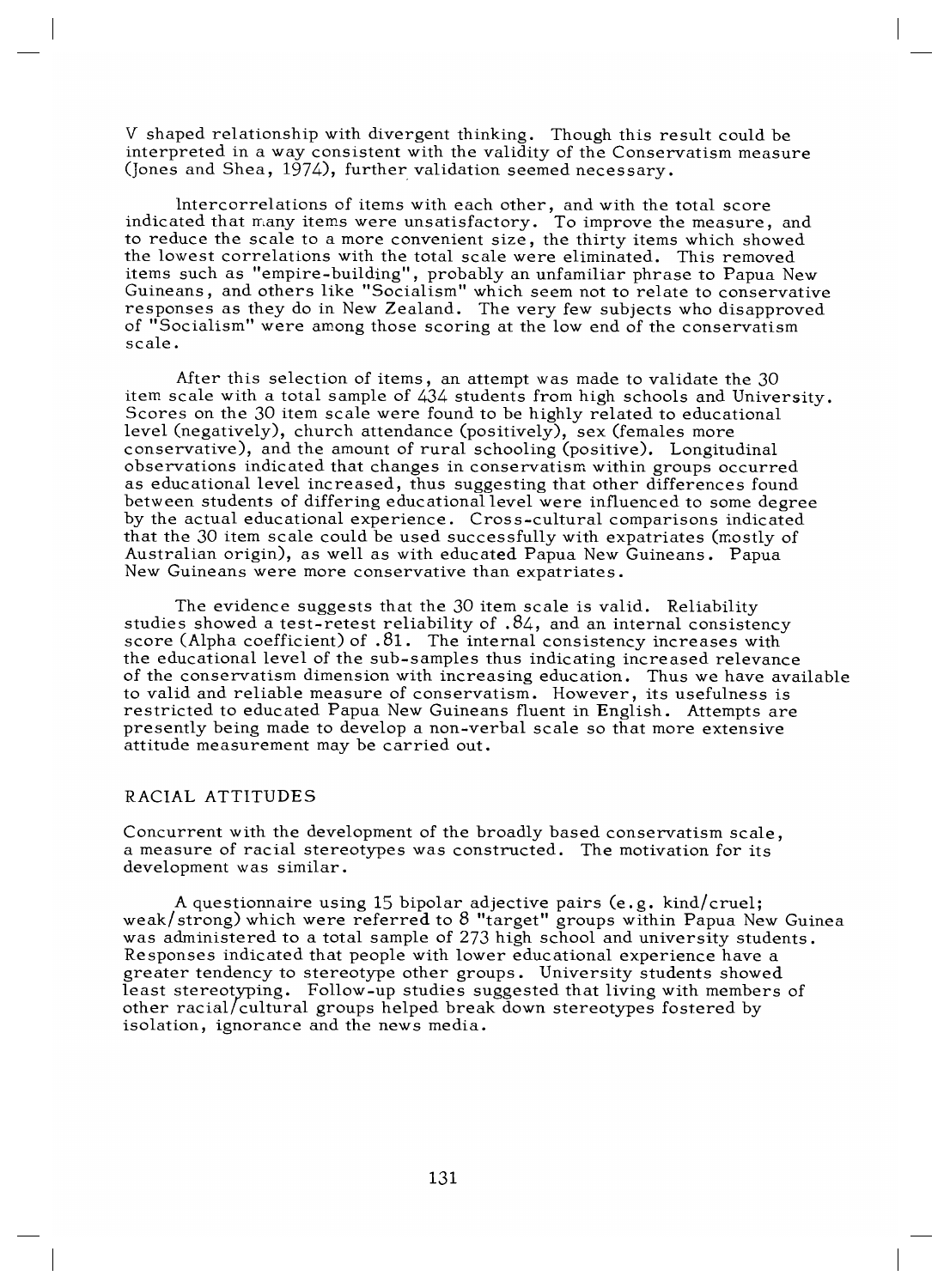V shaped relationship with divergent thinking. Though this result could be interpreted in a way consistent with the validity of the Conservatism measure (Jones and Shea, 1974), further validation seemed necessary.

Intercorrelations of items with each other, and with the total score indicated that many items were unsatisfactory. To improve the measure, and to reduce the scale to a more convenient size, the thirty items which showed the lowest correlations with the total scale were eliminated. This removed items such as "empire-building", probably an unfamiliar phrase to Papua New Guineans, and others like "Socialism" which seem not to relate to conservative responses as they do in New Zealand. The very few subjects who disapproved of "Socialism" were among those scoring at the low end of the conservatism scale.

After this selection of items, an attempt was made to validate the 30 item scale with a total sample of 434 students from high schools and University. Scores on the 30 item scale were found to be highly related to educational level (negatively), church attendance (positively), sex (females more conservative), and the amount of rural schooling (positive). Longitudinal observations indicated that changes in conservatism within groups occurred as educational level increased, thus suggesting that other differences found between students of differing educational level were influenced to some degree by the actual educational experience. Cross-cultural comparisons indicated that the 30 item scale could be used successfully with expatriates (mostly of Australian origin), as well as with educated Papua New Guineans. Papua New Guineans were more conservative than expatriates.

The evidence suggests that the 30 item scale is valid. Reliability studies showed a test-retest reliability of .84, and an internal consistency score (Alpha coefficient) of .81. The internal consistency increases with the educational level of the sub-samples thus indicating increased relevance of the conservatism dimension with increasing education. Thus we have available to valid and reliable measure of conservatism. However, its usefulness is restricted to educated Papua New Guineans fluent in English. Attempts are presently being made to develop a non-verbal scale so that more extensive attitude measurement may be carried out.

## RACIAL ATTITUDES

Concurrent with the development of the broadly based conservatism scale, a measure of racial stereotypes was constructed. The motivation for its development was similar.

A questionnaire using 15 bipolar adjective pairs (e.g. kind/cruel; weak/strong) which were referred to 8 "target" groups within Papua New Guinea was administered to a total sample of 273 high school and university students. Responses indicated that people with lower educational experience have a greater tendency to stereotype other groups. University students showed least stereotyping. Follow-up studies suggested that living with members of other racial/cultural groups helped break down stereotypes fostered by isolation, ignorance and the news media.